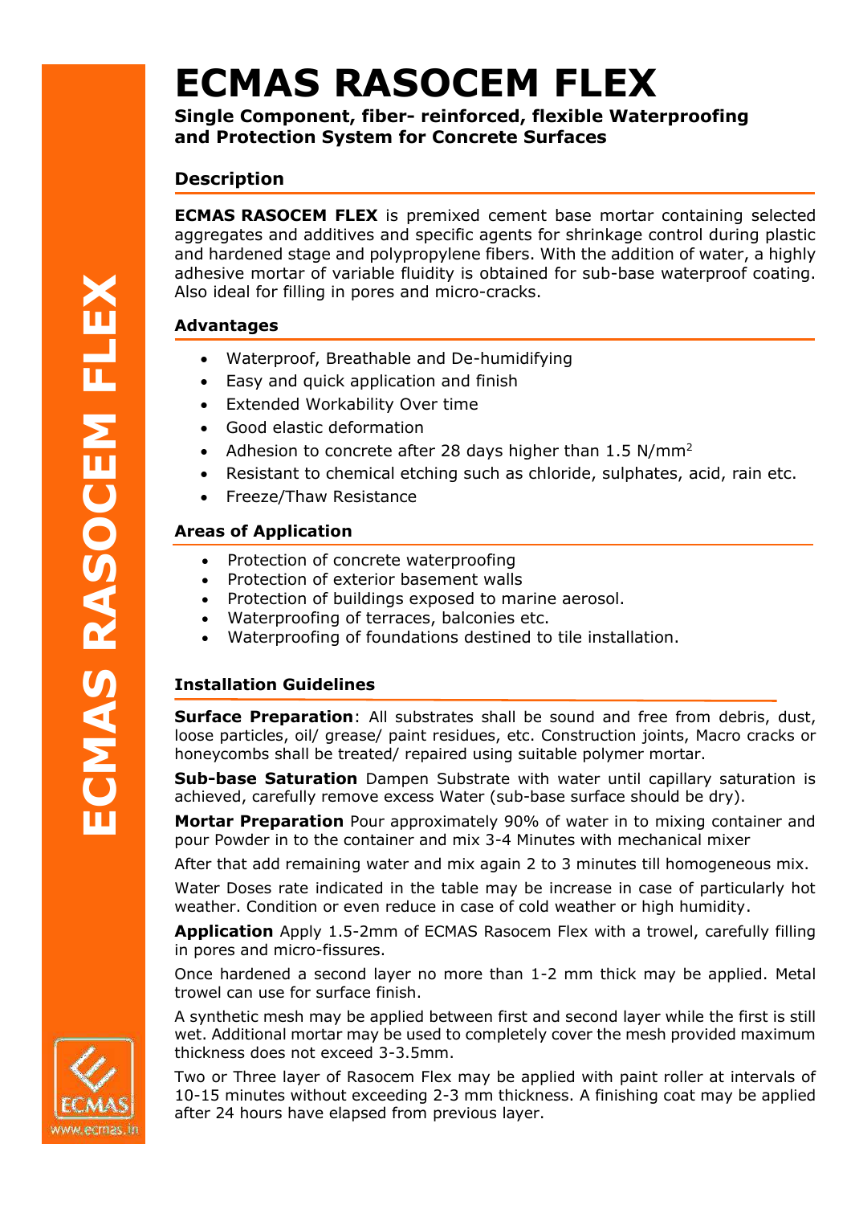# ECMAS RASOCEM FLEX

**Single Component, fiber- reinforced, flexible Waterproofing and Protection System for Concrete Surfaces**

## Description

**ECMAS RASOCEM FLEX** is premixed cement base mortar containing selected aggregates and additives and specific agents for shrinkage control during plastic and hardened stage and polypropylene fibers. With the addition of water, a highly adhesive mortar of variable fluidity is obtained for sub-base waterproof coating. Also ideal for filling in pores and micro-cracks.

## Advantages

- Waterproof, Breathable and De-humidifying
- Easy and quick application and finish
- Extended Workability Over time
- Good elastic deformation
- Adhesion to concrete after 28 days higher than 1.5 $N/mm^2$
- Resistant to chemical etching such as chloride, sulphates, acid, rain etc.
- Freeze/Thaw Resistance

## Areas of Application

- Protection of concrete waterproofing
- Protection of exterior basement walls
- Protection of buildings exposed to marine aerosol.
- Waterproofing of terraces, balconies etc.
- Waterproofing of foundations destined to tile installation.

## Installation Guidelines

**Surface Preparation**: All substrates shall be sound and free from debris, dust, loose particles, oil/ grease/ paint residues, etc. Construction joints, Macro cracks or honeycombs shall be treated/ repaired using suitable polymer mortar.

**Sub-base Saturation** Dampen Substrate with water until capillary saturation is achieved, carefully remove excess Water (sub-base surface should be dry).

**Mortar Preparation** Pour approximately 90% of water in to mixing container and pour Powder in to the container and mix 3-4 Minutes with mechanical mixer

After that add remaining water and mix again 2 to 3 minutes till homogeneous mix.

Water Doses rate indicated in the table may be increase in case of particularly hot weather. Condition or even reduce in case of cold weather or high humidity.

**Application** Apply 1.5-2mm of ECMAS Rasocem Flex with a trowel, carefully filling in pores and micro-fissures.

Once hardened a second layer no more than 1-2 mm thick may be applied. Metal trowel can use for surface finish.

A synthetic mesh may be applied between first and second layer while the first is still wet. Additional mortar may be used to completely cover the mesh provided maximum thickness does not exceed 3-3.5mm.

Two or Three layer of Rasocem Flex may be applied with paint roller at intervals of 10-15 minutes without exceeding 2-3 mm thickness. A finishing coat may be applied after 24 hours have elapsed from previous layer.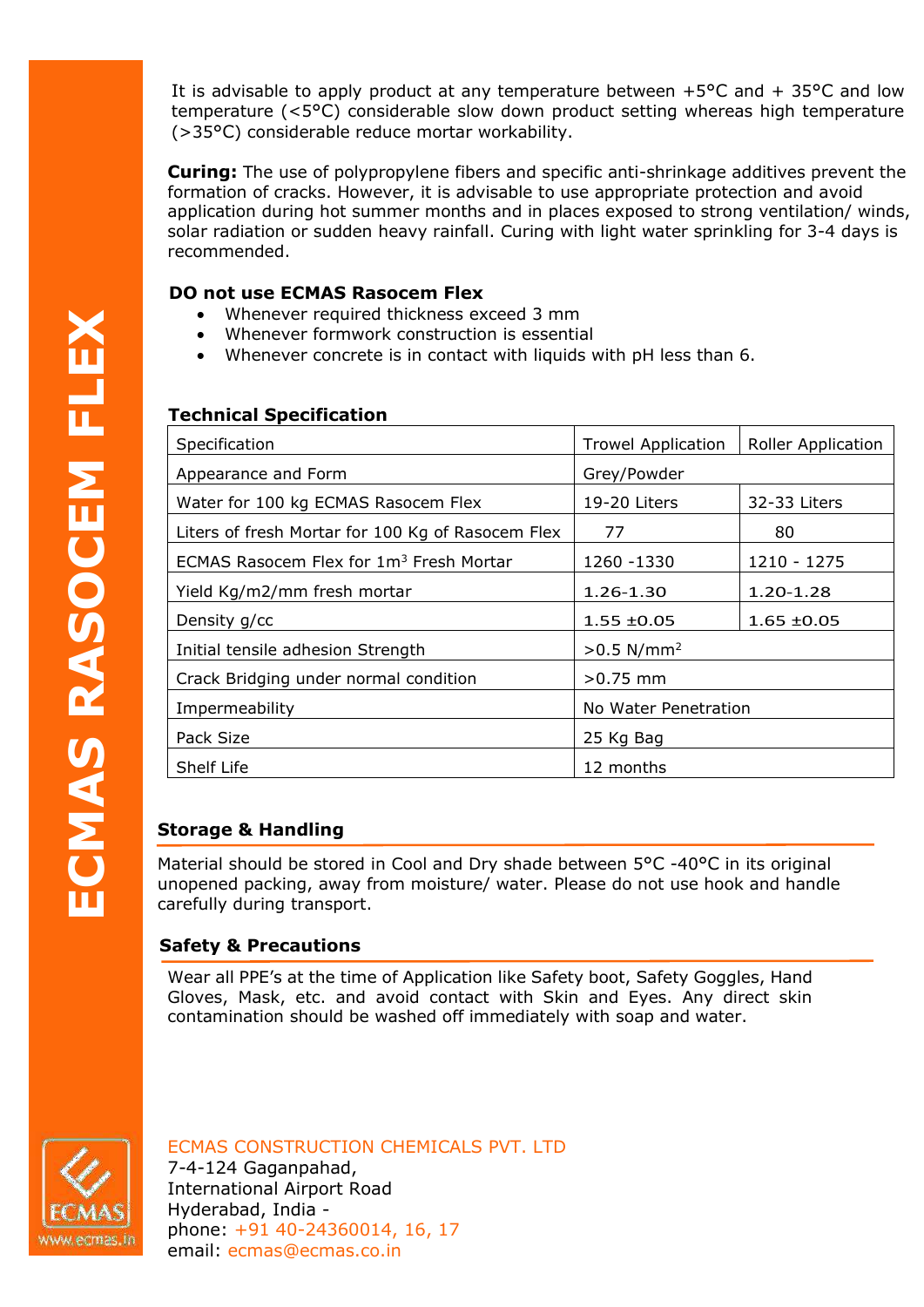It is advisable to apply product at any temperature between +5°C and + 35°C and low temperature (<5°C) considerable slow down product setting whereas high temperature (>35°C) considerable reduce mortar workability.

**Curing:** The use of polypropylene fibers and specific anti-shrinkage additives prevent the formation of cracks. However, it is advisable to use appropriate protection and avoid application during hot summer months and in places exposed to strong ventilation/ winds, solar radiation or sudden heavy rainfall. Curing with light water sprinkling for 3-4 days is recommended.

**DO not use ECMAS Rasocem Flex**

- Whenever required thickness exceed 3 mm
- Whenever formwork construction is essential
- Whenever concrete is in contact with liquids with pH less than 6.

**Technical Specification**

| Specification | Trowel Application | Roller Application |
|---|---|---|
| Appearance and Form | Grey/Powder | |
| Water for 100 kg ECMAS Rasocem Flex | 19-20 Liters | 32-33 Liters |
| Liters of fresh Mortar for 100 Kg of Rasocem Flex | 77 | 80 |
| ECMAS Rasocem Flex for $1m^3$ Fresh Mortar | 1260 -1330 | 1210 - 1275 |
| Yield Kg/m2/mm fresh mortar | 1.26-1.30 | 1.20-1.28 |
| Density g/cc | 1.55 ±0.05 | 1.65 ±0.05 |
| Initial tensile adhesion Strength | >0.5 $N/mm^2$ | |
| Crack Bridging under normal condition | >0.75 mm | |
| Impermeability | No Water Penetration | |
| Pack Size | 25 Kg Bag | |
| Shelf Life | 12 months | |

## Storage & Handling

Material should be stored in Cool and Dry shade between 5°C -40°C in its original unopened packing, away from moisture/ water. Please do not use hook and handle carefully during transport.

## Safety & Precautions

Wear all PPE's at the time of Application like Safety boot, Safety Goggles, Hand Gloves, Mask, etc. and avoid contact with Skin and Eyes. Any direct skin contamination should be washed off immediately with soap and water.

ECMAS CONSTRUCTION CHEMICALS PVT. LTD
7-4-124 Gaganpahad,
International Airport Road
Hyderabad, India -
phone: +91 40-24360014, 16, 17
email: ecmas@ecmas.co.in